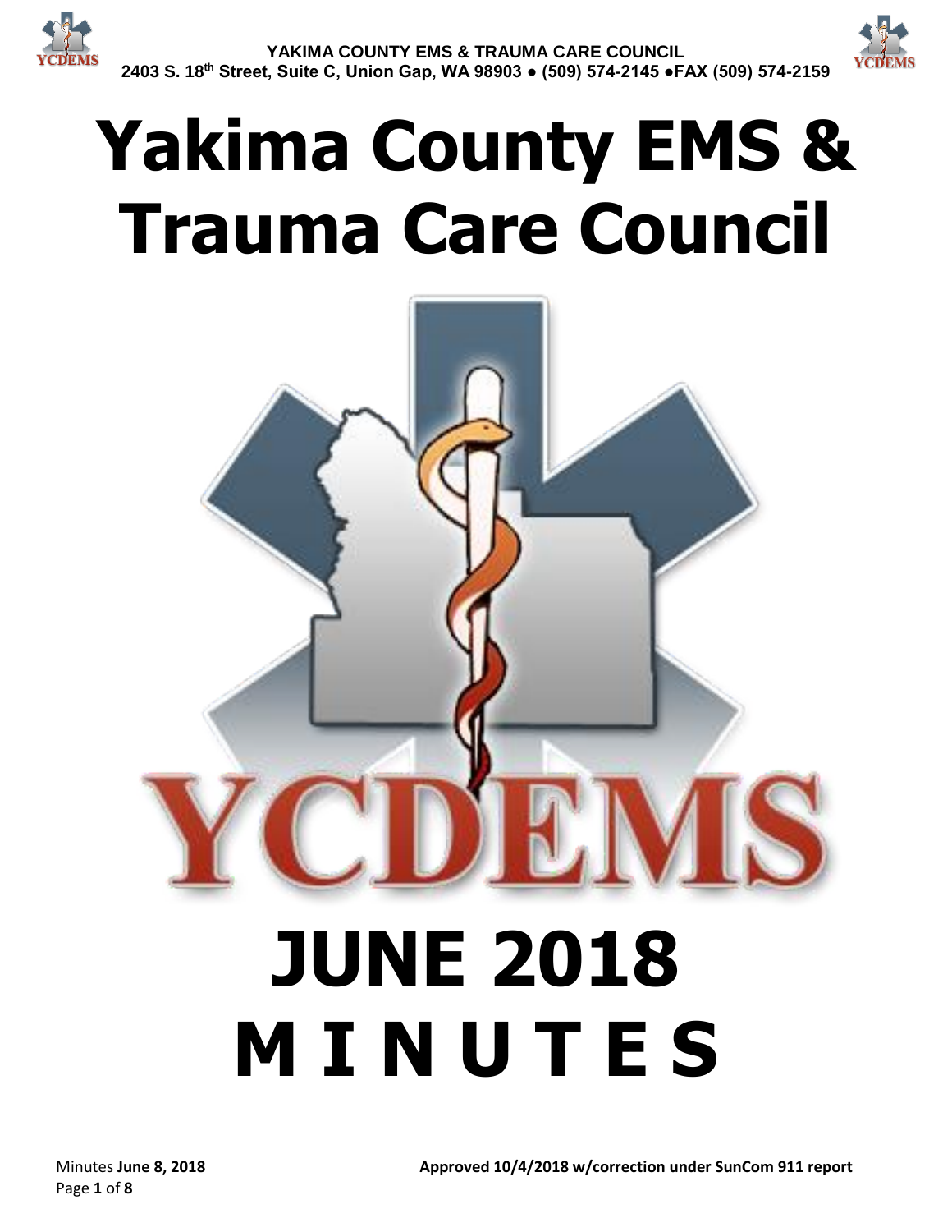YAKIMA COUNTY EMS & TRAUMA CARE COUNCIL
2403 S. 18th Street, Suite C, Union Gap, WA 98903 ● (509) 574-2145 ●FAX (509) 574-2159

# Yakima County EMS & Trauma Care Council

YCDEMS

# JUNE 2018
# M I N U T E S

Minutes **June 8, 2018** **Approved 10/4/2018 w/correction under SunCom 911 report**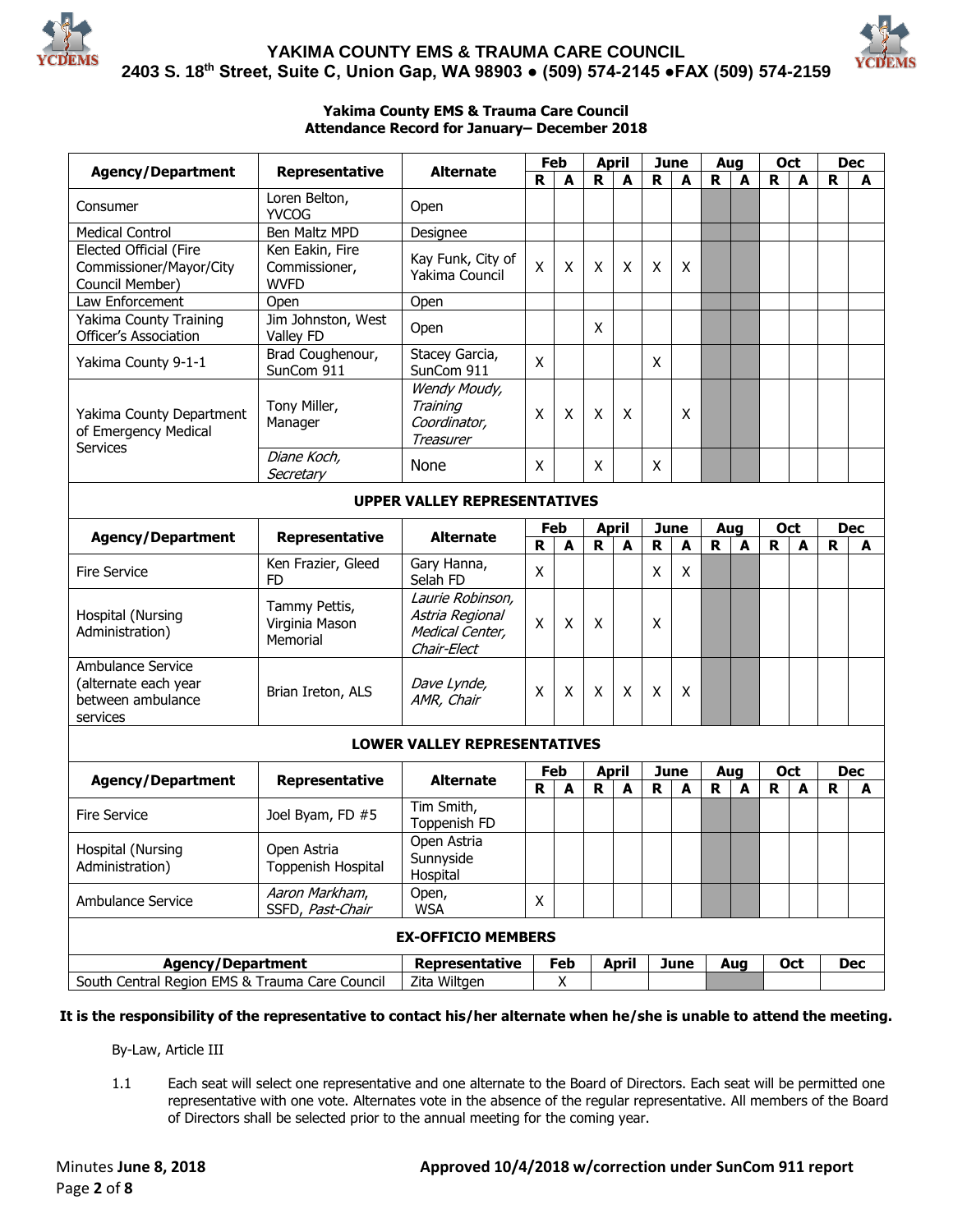# YAKIMA COUNTY EMS & TRAUMA CARE COUNCIL

**2403 S. 18th Street, Suite C, Union Gap, WA 98903 ● (509) 574-2145 ●FAX (509) 574-2159**

**Yakima County EMS & Trauma Care Council**
**Attendance Record for January– December 2018**

| Agency/Department | Representative | Alternate | Feb | | April | | June | | Aug | | Oct | | Dec | |
|---|---|---|---|---|---|---|---|---|---|---|---|---|---|---|
| | | | R | A | R | A | R | A | R | A | R | A | R | A |
| Consumer | Loren Belton, YVCOG | Open | | | | | | | | | | | | |
| Medical Control | Ben Maltz MPD | Designee | | | | | | | | | | | | |
| Elected Official (Fire Commissioner/Mayor/City Council Member) | Ken Eakin, Fire Commissioner, WVFD | Kay Funk, City of Yakima Council | X | X | X | X | X | X | | | | | | |
| Law Enforcement | Open | Open | | | | | | | | | | | | |
| Yakima County Training Officer's Association | Jim Johnston, West Valley FD | Open | | | X | | | | | | | | | |
| Yakima County 9-1-1 | Brad Coughenour, SunCom 911 | Stacey Garcia, SunCom 911 | X | | | | X | | | | | | | |
| Yakima County Department of Emergency Medical Services | Tony Miller, Manager | *Wendy Moudy, Training Coordinator, Treasurer* | X | X | X | X | | X | | | | | | |
| | *Diane Koch, Secretary* | None | X | | X | | X | | | | | | | |
| **UPPER VALLEY REPRESENTATIVES** | | | | | | | | | | | | | | |
| **Agency/Department** | **Representative** | **Alternate** | **Feb** | | **April** | | **June** | | **Aug** | | **Oct** | | **Dec** | |
| | | | R | A | R | A | R | A | R | A | R | A | R | A |
| Fire Service | Ken Frazier, Gleed FD | Gary Hanna, Selah FD | X | | | | X | X | | | | | | |
| Hospital (Nursing Administration) | Tammy Pettis, Virginia Mason Memorial | *Laurie Robinson, Astria Regional Medical Center, Chair-Elect* | X | X | X | | X | | | | | | | |
| Ambulance Service (alternate each year between ambulance services | Brian Ireton, ALS | *Dave Lynde, AMR, Chair* | X | X | X | X | X | X | | | | | | |
| **LOWER VALLEY REPRESENTATIVES** | | | | | | | | | | | | | | |
| **Agency/Department** | **Representative** | **Alternate** | **Feb** | | **April** | | **June** | | **Aug** | | **Oct** | | **Dec** | |
| | | | R | A | R | A | R | A | R | A | R | A | R | A |
| Fire Service | Joel Byam, FD #5 | Tim Smith, Toppenish FD | | | | | | | | | | | | |
| Hospital (Nursing Administration) | Open Astria Toppenish Hospital | Open Astria Sunnyside Hospital | | | | | | | | | | | | |
| Ambulance Service | *Aaron Markham,* SSFD, *Past-Chair* | Open, WSA | X | | | | | | | | | | | |

**EX-OFFICIO MEMBERS**

| Agency/Department | Representative | Feb | April | June | Aug | Oct | Dec |
|---|---|---|---|---|---|---|---|
| South Central Region EMS & Trauma Care Council | Zita Wiltgen | X | | | | | |

**It is the responsibility of the representative to contact his/her alternate when he/she is unable to attend the meeting.**

By-Law, Article III

1.1 Each seat will select one representative and one alternate to the Board of Directors. Each seat will be permitted one representative with one vote. Alternates vote in the absence of the regular representative. All members of the Board of Directors shall be selected prior to the annual meeting for the coming year.

Minutes **June 8, 2018** **Approved 10/4/2018 w/correction under SunCom 911 report**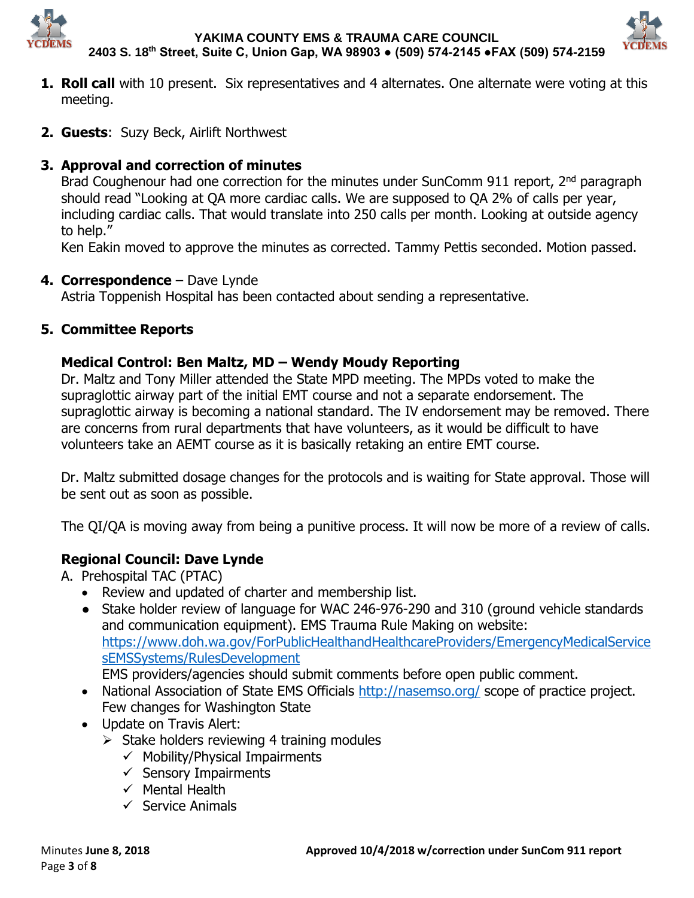1. **Roll call** with 10 present. Six representatives and 4 alternates. One alternate were voting at this meeting.

2. **Guests**: Suzy Beck, Airlift Northwest

3. **Approval and correction of minutes**
   Brad Coughenour had one correction for the minutes under SunComm 911 report, 2nd paragraph should read "Looking at QA more cardiac calls. We are supposed to QA 2% of calls per year, including cardiac calls. That would translate into 250 calls per month. Looking at outside agency to help."
   Ken Eakin moved to approve the minutes as corrected. Tammy Pettis seconded. Motion passed.

4. **Correspondence** – Dave Lynde
   Astria Toppenish Hospital has been contacted about sending a representative.

5. **Committee Reports**

### Medical Control: Ben Maltz, MD – Wendy Moudy Reporting

Dr. Maltz and Tony Miller attended the State MPD meeting. The MPDs voted to make the supraglottic airway part of the initial EMT course and not a separate endorsement. The supraglottic airway is becoming a national standard. The IV endorsement may be removed. There are concerns from rural departments that have volunteers, as it would be difficult to have volunteers take an AEMT course as it is basically retaking an entire EMT course.

Dr. Maltz submitted dosage changes for the protocols and is waiting for State approval. Those will be sent out as soon as possible.

The QI/QA is moving away from being a punitive process. It will now be more of a review of calls.

### Regional Council: Dave Lynde

A. Prehospital TAC (PTAC)
- Review and updated of charter and membership list.
- Stake holder review of language for WAC 246-976-290 and 310 (ground vehicle standards and communication equipment). EMS Trauma Rule Making on website: https://www.doh.wa.gov/ForPublicHealthandHealthcareProviders/EmergencyMedicalServicesEMSSystems/RulesDevelopment
  EMS providers/agencies should submit comments before open public comment.
- National Association of State EMS Officials http://nasemso.org/ scope of practice project. Few changes for Washington State
- Update on Travis Alert:
  - Stake holders reviewing 4 training modules
    - ✓ Mobility/Physical Impairments
    - ✓ Sensory Impairments
    - ✓ Mental Health
    - ✓ Service Animals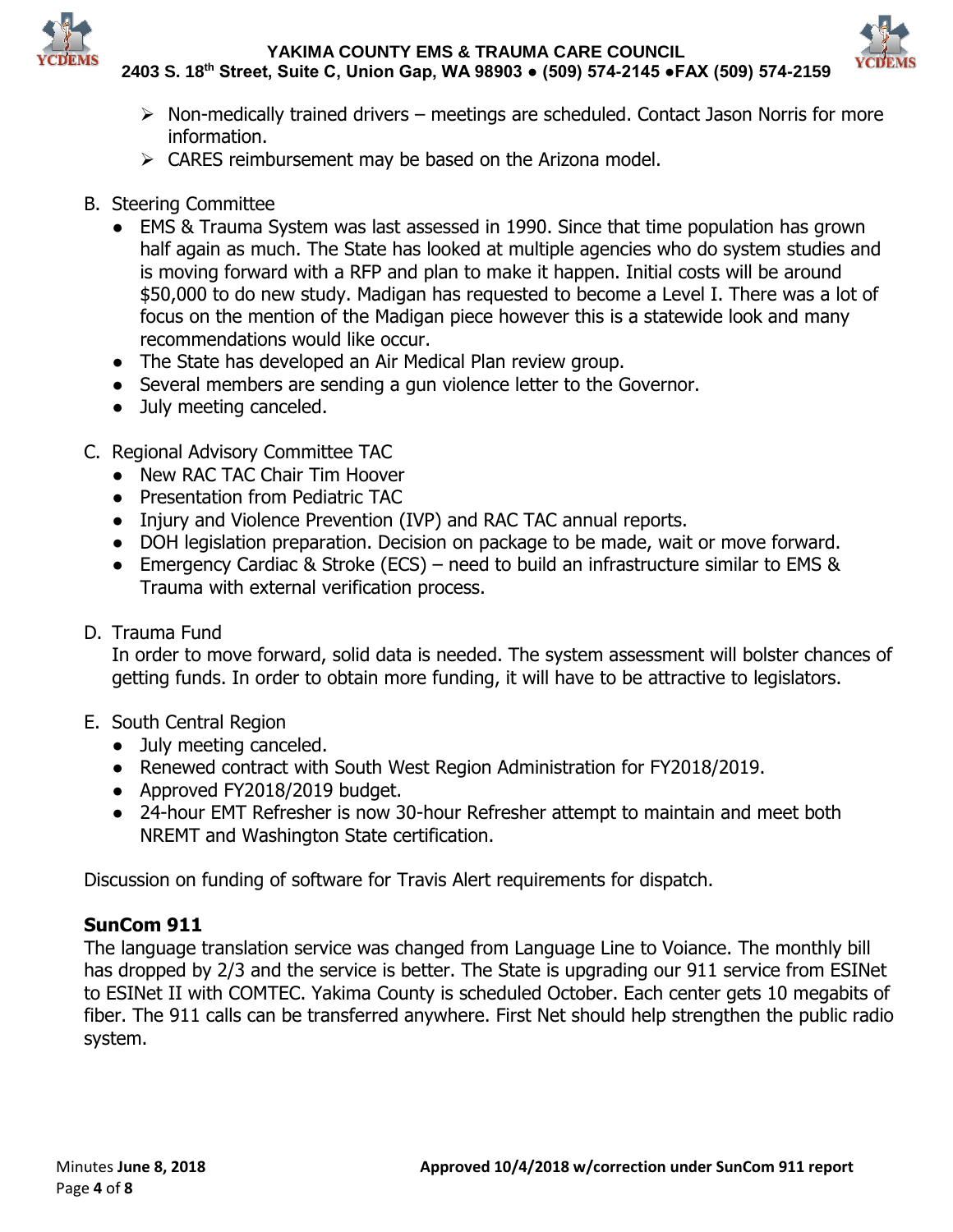- Non-medically trained drivers – meetings are scheduled. Contact Jason Norris for more information.
- CARES reimbursement may be based on the Arizona model.

B. Steering Committee

- EMS & Trauma System was last assessed in 1990. Since that time population has grown half again as much. The State has looked at multiple agencies who do system studies and is moving forward with a RFP and plan to make it happen. Initial costs will be around $50,000 to do new study. Madigan has requested to become a Level I. There was a lot of focus on the mention of the Madigan piece however this is a statewide look and many recommendations would like occur.
- The State has developed an Air Medical Plan review group.
- Several members are sending a gun violence letter to the Governor.
- July meeting canceled.

C. Regional Advisory Committee TAC

- New RAC TAC Chair Tim Hoover
- Presentation from Pediatric TAC
- Injury and Violence Prevention (IVP) and RAC TAC annual reports.
- DOH legislation preparation. Decision on package to be made, wait or move forward.
- Emergency Cardiac & Stroke (ECS) – need to build an infrastructure similar to EMS & Trauma with external verification process.

D. Trauma Fund

In order to move forward, solid data is needed. The system assessment will bolster chances of getting funds. In order to obtain more funding, it will have to be attractive to legislators.

E. South Central Region

- July meeting canceled.
- Renewed contract with South West Region Administration for FY2018/2019.
- Approved FY2018/2019 budget.
- 24-hour EMT Refresher is now 30-hour Refresher attempt to maintain and meet both NREMT and Washington State certification.

Discussion on funding of software for Travis Alert requirements for dispatch.

**SunCom 911**

The language translation service was changed from Language Line to Voiance. The monthly bill has dropped by 2/3 and the service is better. The State is upgrading our 911 service from ESINet to ESINet II with COMTEC. Yakima County is scheduled October. Each center gets 10 megabits of fiber. The 911 calls can be transferred anywhere. First Net should help strengthen the public radio system.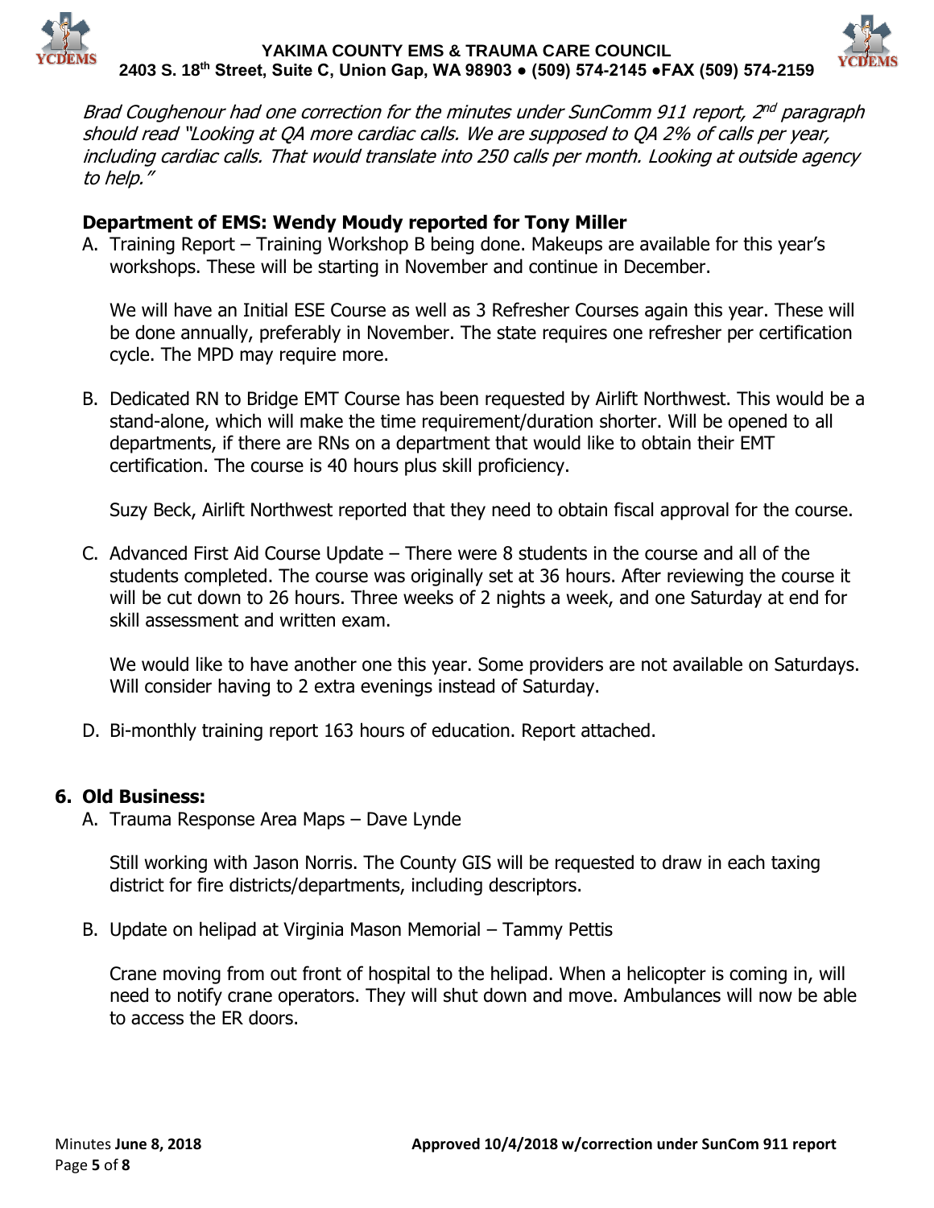*Brad Coughenour had one correction for the minutes under SunComm 911 report, 2nd paragraph should read "Looking at QA more cardiac calls. We are supposed to QA 2% of calls per year, including cardiac calls. That would translate into 250 calls per month. Looking at outside agency to help."*

**Department of EMS: Wendy Moudy reported for Tony Miller**

A. Training Report – Training Workshop B being done. Makeups are available for this year's workshops. These will be starting in November and continue in December.

   We will have an Initial ESE Course as well as 3 Refresher Courses again this year. These will be done annually, preferably in November. The state requires one refresher per certification cycle. The MPD may require more.

B. Dedicated RN to Bridge EMT Course has been requested by Airlift Northwest. This would be a stand-alone, which will make the time requirement/duration shorter. Will be opened to all departments, if there are RNs on a department that would like to obtain their EMT certification. The course is 40 hours plus skill proficiency.

   Suzy Beck, Airlift Northwest reported that they need to obtain fiscal approval for the course.

C. Advanced First Aid Course Update – There were 8 students in the course and all of the students completed. The course was originally set at 36 hours. After reviewing the course it will be cut down to 26 hours. Three weeks of 2 nights a week, and one Saturday at end for skill assessment and written exam.

   We would like to have another one this year. Some providers are not available on Saturdays. Will consider having to 2 extra evenings instead of Saturday.

D. Bi-monthly training report 163 hours of education. Report attached.

## 6. Old Business:

A. Trauma Response Area Maps – Dave Lynde

   Still working with Jason Norris. The County GIS will be requested to draw in each taxing district for fire districts/departments, including descriptors.

B. Update on helipad at Virginia Mason Memorial – Tammy Pettis

   Crane moving from out front of hospital to the helipad. When a helicopter is coming in, will need to notify crane operators. They will shut down and move. Ambulances will now be able to access the ER doors.

Minutes **June 8, 2018** **Approved 10/4/2018 w/correction under SunCom 911 report**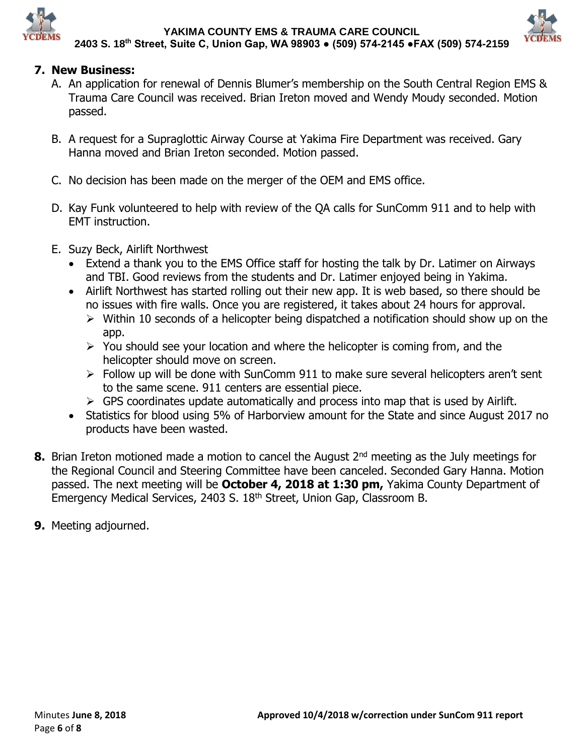7. **New Business:**

   A. An application for renewal of Dennis Blumer's membership on the South Central Region EMS & Trauma Care Council was received. Brian Ireton moved and Wendy Moudy seconded. Motion passed.

   B. A request for a Supraglottic Airway Course at Yakima Fire Department was received. Gary Hanna moved and Brian Ireton seconded. Motion passed.

   C. No decision has been made on the merger of the OEM and EMS office.

   D. Kay Funk volunteered to help with review of the QA calls for SunComm 911 and to help with EMT instruction.

   E. Suzy Beck, Airlift Northwest
      - Extend a thank you to the EMS Office staff for hosting the talk by Dr. Latimer on Airways and TBI. Good reviews from the students and Dr. Latimer enjoyed being in Yakima.
      - Airlift Northwest has started rolling out their new app. It is web based, so there should be no issues with fire walls. Once you are registered, it takes about 24 hours for approval.
        - Within 10 seconds of a helicopter being dispatched a notification should show up on the app.
        - You should see your location and where the helicopter is coming from, and the helicopter should move on screen.
        - Follow up will be done with SunComm 911 to make sure several helicopters aren't sent to the same scene. 911 centers are essential piece.
        - GPS coordinates update automatically and process into map that is used by Airlift.
      - Statistics for blood using 5% of Harborview amount for the State and since August 2017 no products have been wasted.

8. Brian Ireton motioned made a motion to cancel the August 2nd meeting as the July meetings for the Regional Council and Steering Committee have been canceled. Seconded Gary Hanna. Motion passed. The next meeting will be **October 4, 2018 at 1:30 pm,** Yakima County Department of Emergency Medical Services, 2403 S. 18th Street, Union Gap, Classroom B.

9. Meeting adjourned.

Minutes **June 8, 2018** **Approved 10/4/2018 w/correction under SunCom 911 report**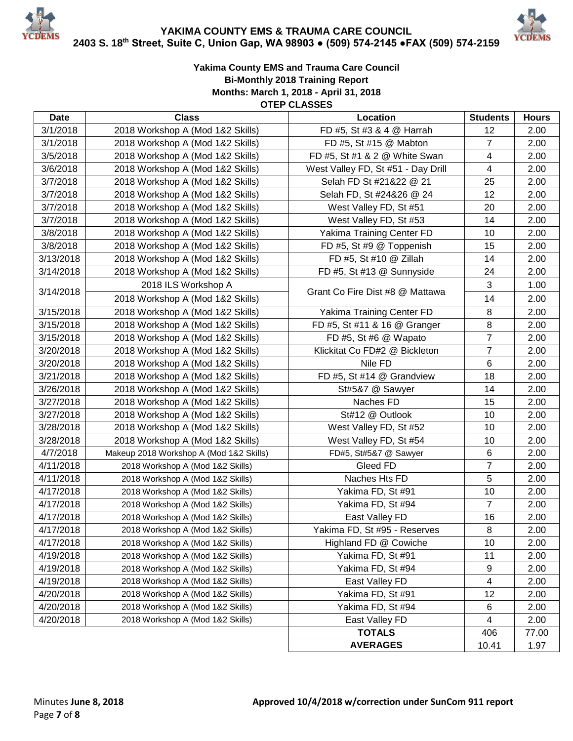YAKIMA COUNTY EMS & TRAUMA CARE COUNCIL
2403 S. 18th Street, Suite C, Union Gap, WA 98903 ● (509) 574-2145 ●FAX (509) 574-2159

### Yakima County EMS and Trauma Care Council
### Bi-Monthly 2018 Training Report
### Months: March 1, 2018 - April 31, 2018
### OTEP CLASSES

| Date | Class | Location | Students | Hours |
|---|---|---|---|---|
| 3/1/2018 | 2018 Workshop A (Mod 1&2 Skills) | FD #5, St #3 & 4 @ Harrah | 12 | 2.00 |
| 3/1/2018 | 2018 Workshop A (Mod 1&2 Skills) | FD #5, St #15 @ Mabton | 7 | 2.00 |
| 3/5/2018 | 2018 Workshop A (Mod 1&2 Skills) | FD #5, St #1 & 2 @ White Swan | 4 | 2.00 |
| 3/6/2018 | 2018 Workshop A (Mod 1&2 Skills) | West Valley FD, St #51 - Day Drill | 4 | 2.00 |
| 3/7/2018 | 2018 Workshop A (Mod 1&2 Skills) | Selah FD St #21&22 @ 21 | 25 | 2.00 |
| 3/7/2018 | 2018 Workshop A (Mod 1&2 Skills) | Selah FD, St #24&26 @ 24 | 12 | 2.00 |
| 3/7/2018 | 2018 Workshop A (Mod 1&2 Skills) | West Valley FD, St #51 | 20 | 2.00 |
| 3/7/2018 | 2018 Workshop A (Mod 1&2 Skills) | West Valley FD, St #53 | 14 | 2.00 |
| 3/8/2018 | 2018 Workshop A (Mod 1&2 Skills) | Yakima Training Center FD | 10 | 2.00 |
| 3/8/2018 | 2018 Workshop A (Mod 1&2 Skills) | FD #5, St #9 @ Toppenish | 15 | 2.00 |
| 3/13/2018 | 2018 Workshop A (Mod 1&2 Skills) | FD #5, St #10 @ Zillah | 14 | 2.00 |
| 3/14/2018 | 2018 Workshop A (Mod 1&2 Skills) | FD #5, St #13 @ Sunnyside | 24 | 2.00 |
| 3/14/2018 | 2018 ILS Workshop A | Grant Co Fire Dist #8 @ Mattawa | 3 | 1.00 |
| | 2018 Workshop A (Mod 1&2 Skills) | | 14 | 2.00 |
| 3/15/2018 | 2018 Workshop A (Mod 1&2 Skills) | Yakima Training Center FD | 8 | 2.00 |
| 3/15/2018 | 2018 Workshop A (Mod 1&2 Skills) | FD #5, St #11 & 16 @ Granger | 8 | 2.00 |
| 3/15/2018 | 2018 Workshop A (Mod 1&2 Skills) | FD #5, St #6 @ Wapato | 7 | 2.00 |
| 3/20/2018 | 2018 Workshop A (Mod 1&2 Skills) | Klickitat Co FD#2 @ Bickleton | 7 | 2.00 |
| 3/20/2018 | 2018 Workshop A (Mod 1&2 Skills) | Nile FD | 6 | 2.00 |
| 3/21/2018 | 2018 Workshop A (Mod 1&2 Skills) | FD #5, St #14 @ Grandview | 18 | 2.00 |
| 3/26/2018 | 2018 Workshop A (Mod 1&2 Skills) | St#5&7 @ Sawyer | 14 | 2.00 |
| 3/27/2018 | 2018 Workshop A (Mod 1&2 Skills) | Naches FD | 15 | 2.00 |
| 3/27/2018 | 2018 Workshop A (Mod 1&2 Skills) | St#12 @ Outlook | 10 | 2.00 |
| 3/28/2018 | 2018 Workshop A (Mod 1&2 Skills) | West Valley FD, St #52 | 10 | 2.00 |
| 3/28/2018 | 2018 Workshop A (Mod 1&2 Skills) | West Valley FD, St #54 | 10 | 2.00 |
| 4/7/2018 | Makeup 2018 Workshop A (Mod 1&2 Skills) | FD#5, St#5&7 @ Sawyer | 6 | 2.00 |
| 4/11/2018 | 2018 Workshop A (Mod 1&2 Skills) | Gleed FD | 7 | 2.00 |
| 4/11/2018 | 2018 Workshop A (Mod 1&2 Skills) | Naches Hts FD | 5 | 2.00 |
| 4/17/2018 | 2018 Workshop A (Mod 1&2 Skills) | Yakima FD, St #91 | 10 | 2.00 |
| 4/17/2018 | 2018 Workshop A (Mod 1&2 Skills) | Yakima FD, St #94 | 7 | 2.00 |
| 4/17/2018 | 2018 Workshop A (Mod 1&2 Skills) | East Valley FD | 16 | 2.00 |
| 4/17/2018 | 2018 Workshop A (Mod 1&2 Skills) | Yakima FD, St #95 - Reserves | 8 | 2.00 |
| 4/17/2018 | 2018 Workshop A (Mod 1&2 Skills) | Highland FD @ Cowiche | 10 | 2.00 |
| 4/19/2018 | 2018 Workshop A (Mod 1&2 Skills) | Yakima FD, St #91 | 11 | 2.00 |
| 4/19/2018 | 2018 Workshop A (Mod 1&2 Skills) | Yakima FD, St #94 | 9 | 2.00 |
| 4/19/2018 | 2018 Workshop A (Mod 1&2 Skills) | East Valley FD | 4 | 2.00 |
| 4/20/2018 | 2018 Workshop A (Mod 1&2 Skills) | Yakima FD, St #91 | 12 | 2.00 |
| 4/20/2018 | 2018 Workshop A (Mod 1&2 Skills) | Yakima FD, St #94 | 6 | 2.00 |
| 4/20/2018 | 2018 Workshop A (Mod 1&2 Skills) | East Valley FD | 4 | 2.00 |
| | | **TOTALS** | 406 | 77.00 |
| | | **AVERAGES** | 10.41 | 1.97 |

Minutes **June 8, 2018** **Approved 10/4/2018 w/correction under SunCom 911 report**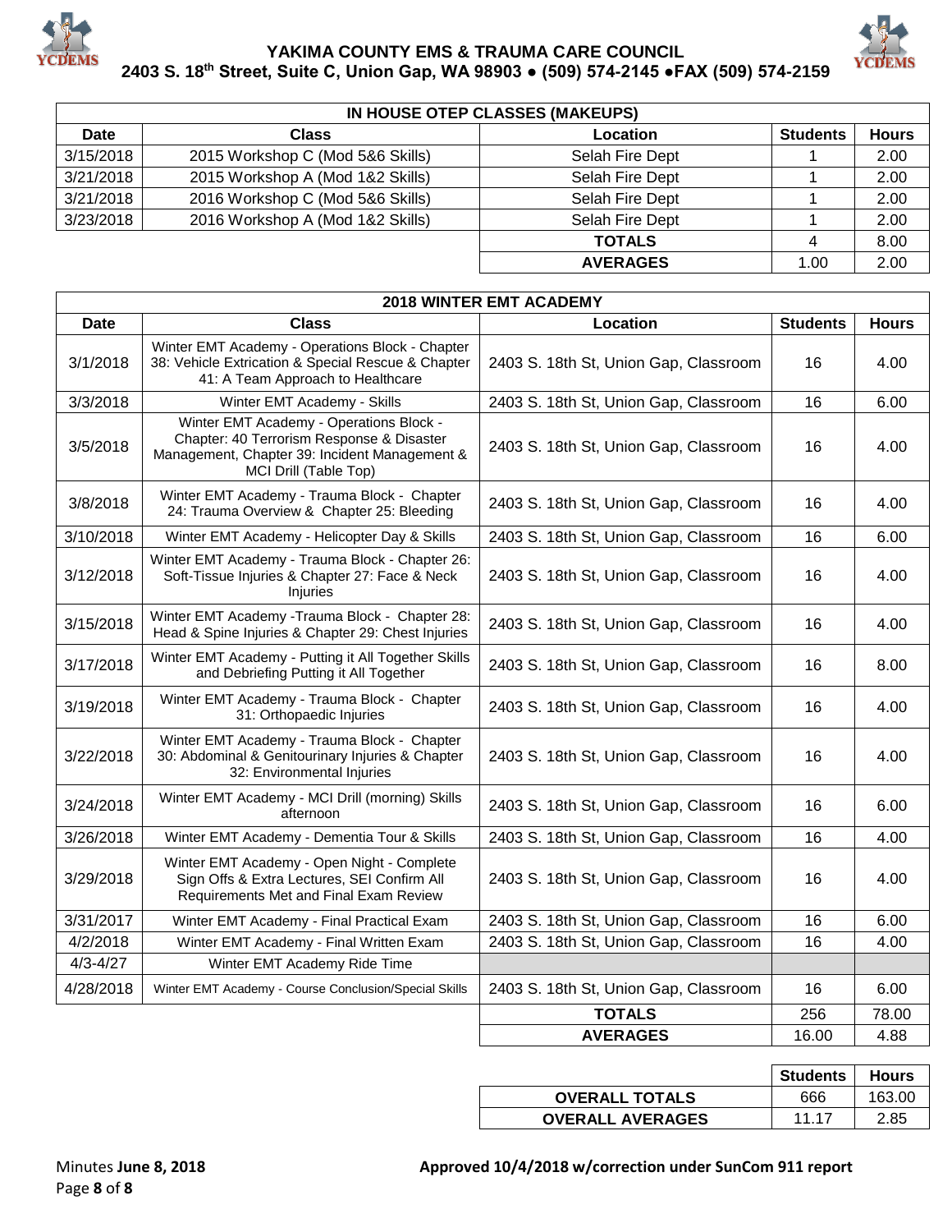**YAKIMA COUNTY EMS & TRAUMA CARE COUNCIL**
**2403 S. 18th Street, Suite C, Union Gap, WA 98903 ● (509) 574-2145 ●FAX (509) 574-2159**

| IN HOUSE OTEP CLASSES (MAKEUPS) | | | | |
|---|---|---|---|---|
| **Date** | **Class** | **Location** | **Students** | **Hours** |
| 3/15/2018 | 2015 Workshop C (Mod 5&6 Skills) | Selah Fire Dept | 1 | 2.00 |
| 3/21/2018 | 2015 Workshop A (Mod 1&2 Skills) | Selah Fire Dept | 1 | 2.00 |
| 3/21/2018 | 2016 Workshop C (Mod 5&6 Skills) | Selah Fire Dept | 1 | 2.00 |
| 3/23/2018 | 2016 Workshop A (Mod 1&2 Skills) | Selah Fire Dept | 1 | 2.00 |
| | | **TOTALS** | 4 | 8.00 |
| | | **AVERAGES** | 1.00 | 2.00 |

| 2018 WINTER EMT ACADEMY | | | | |
|---|---|---|---|---|
| **Date** | **Class** | **Location** | **Students** | **Hours** |
| 3/1/2018 | Winter EMT Academy - Operations Block - Chapter 38: Vehicle Extrication & Special Rescue & Chapter 41: A Team Approach to Healthcare | 2403 S. 18th St, Union Gap, Classroom | 16 | 4.00 |
| 3/3/2018 | Winter EMT Academy - Skills | 2403 S. 18th St, Union Gap, Classroom | 16 | 6.00 |
| 3/5/2018 | Winter EMT Academy - Operations Block - Chapter: 40 Terrorism Response & Disaster Management, Chapter 39: Incident Management & MCI Drill (Table Top) | 2403 S. 18th St, Union Gap, Classroom | 16 | 4.00 |
| 3/8/2018 | Winter EMT Academy - Trauma Block - Chapter 24: Trauma Overview & Chapter 25: Bleeding | 2403 S. 18th St, Union Gap, Classroom | 16 | 4.00 |
| 3/10/2018 | Winter EMT Academy - Helicopter Day & Skills | 2403 S. 18th St, Union Gap, Classroom | 16 | 6.00 |
| 3/12/2018 | Winter EMT Academy - Trauma Block - Chapter 26: Soft-Tissue Injuries & Chapter 27: Face & Neck Injuries | 2403 S. 18th St, Union Gap, Classroom | 16 | 4.00 |
| 3/15/2018 | Winter EMT Academy -Trauma Block - Chapter 28: Head & Spine Injuries & Chapter 29: Chest Injuries | 2403 S. 18th St, Union Gap, Classroom | 16 | 4.00 |
| 3/17/2018 | Winter EMT Academy - Putting it All Together Skills and Debriefing Putting it All Together | 2403 S. 18th St, Union Gap, Classroom | 16 | 8.00 |
| 3/19/2018 | Winter EMT Academy - Trauma Block - Chapter 31: Orthopaedic Injuries | 2403 S. 18th St, Union Gap, Classroom | 16 | 4.00 |
| 3/22/2018 | Winter EMT Academy - Trauma Block - Chapter 30: Abdominal & Genitourinary Injuries & Chapter 32: Environmental Injuries | 2403 S. 18th St, Union Gap, Classroom | 16 | 4.00 |
| 3/24/2018 | Winter EMT Academy - MCI Drill (morning) Skills afternoon | 2403 S. 18th St, Union Gap, Classroom | 16 | 6.00 |
| 3/26/2018 | Winter EMT Academy - Dementia Tour & Skills | 2403 S. 18th St, Union Gap, Classroom | 16 | 4.00 |
| 3/29/2018 | Winter EMT Academy - Open Night - Complete Sign Offs & Extra Lectures, SEI Confirm All Requirements Met and Final Exam Review | 2403 S. 18th St, Union Gap, Classroom | 16 | 4.00 |
| 3/31/2017 | Winter EMT Academy - Final Practical Exam | 2403 S. 18th St, Union Gap, Classroom | 16 | 6.00 |
| 4/2/2018 | Winter EMT Academy - Final Written Exam | 2403 S. 18th St, Union Gap, Classroom | 16 | 4.00 |
| 4/3-4/27 | Winter EMT Academy Ride Time | | | |
| 4/28/2018 | Winter EMT Academy - Course Conclusion/Special Skills | 2403 S. 18th St, Union Gap, Classroom | 16 | 6.00 |
| | | **TOTALS** | 256 | 78.00 |
| | | **AVERAGES** | 16.00 | 4.88 |

| | **Students** | **Hours** |
|---|---|---|
| **OVERALL TOTALS** | 666 | 163.00 |
| **OVERALL AVERAGES** | 11.17 | 2.85 |

Minutes **June 8, 2018**

**Approved 10/4/2018 w/correction under SunCom 911 report**